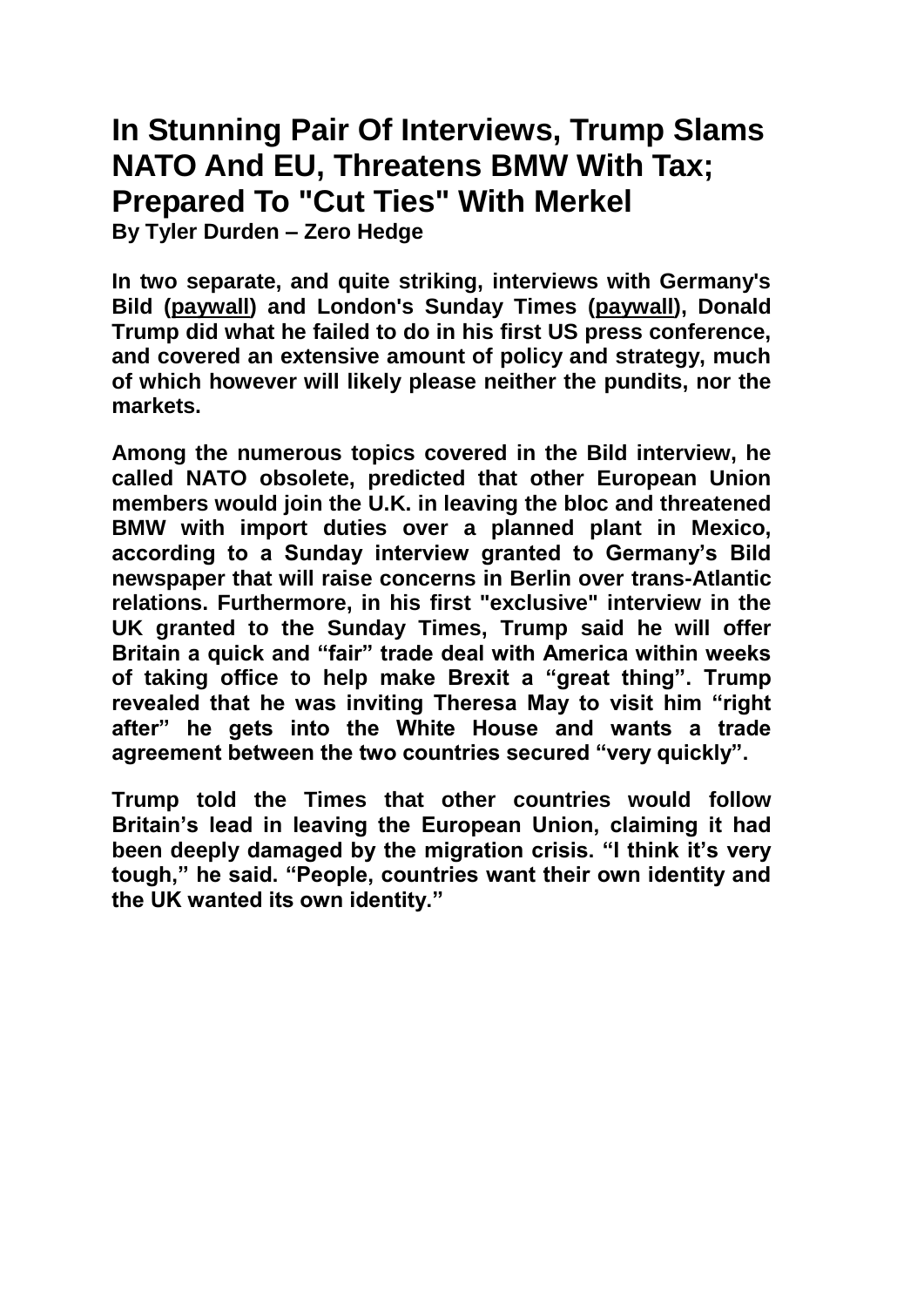# In Stunning Pair Of Interviews, Trump Slams NATO And EU, Threatens BMW With Tax; Prepared To "Cut Ties" With Merkel

**By Tyler Durden – Zero Hedge**

**In two separate, and quite striking, interviews with Germany's Bild (paywall) and London's Sunday Times (paywall), Donald Trump did what he failed to do in his first US press conference, and covered an extensive amount of policy and strategy, much of which however will likely please neither the pundits, nor the markets.**

**Among the numerous topics covered in the Bild interview, he called NATO obsolete, predicted that other European Union members would join the U.K. in leaving the bloc and threatened BMW with import duties over a planned plant in Mexico, according to a Sunday interview granted to Germany's Bild newspaper that will raise concerns in Berlin over trans-Atlantic relations. Furthermore, in his first "exclusive" interview in the UK granted to the Sunday Times, Trump said he will offer Britain a quick and "fair" trade deal with America within weeks of taking office to help make Brexit a "great thing". Trump revealed that he was inviting Theresa May to visit him "right after" he gets into the White House and wants a trade agreement between the two countries secured "very quickly".**

**Trump told the Times that other countries would follow Britain's lead in leaving the European Union, claiming it had been deeply damaged by the migration crisis. "I think it's very tough," he said. "People, countries want their own identity and the UK wanted its own identity."**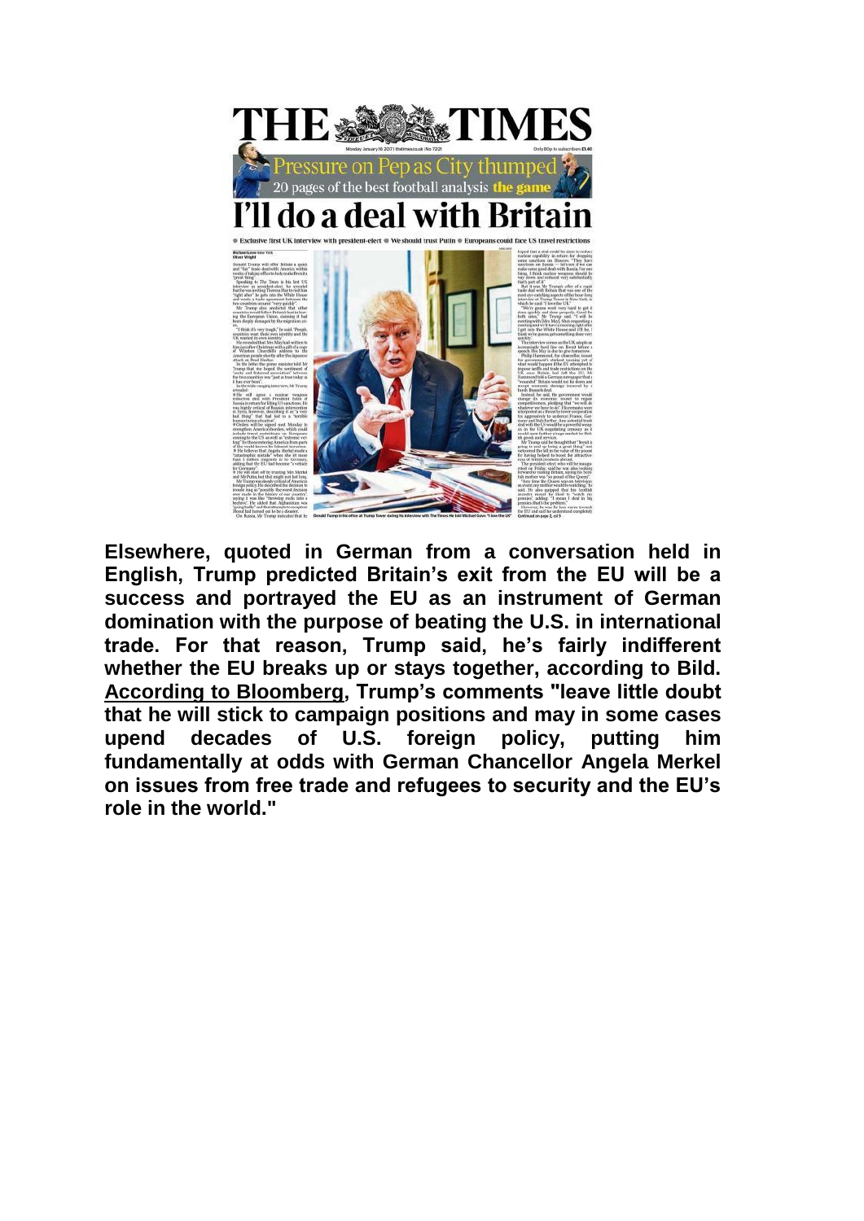# I'll do a deal with Britain

● Exclusive first UK interview with president-elect ● We should trust Putin ● Europeans could face US travel restrictions

**Elsewhere, quoted in German from a conversation held in English, Trump predicted Britain's exit from the EU will be a success and portrayed the EU as an instrument of German domination with the purpose of beating the U.S. in international trade. For that reason, Trump said, he's fairly indifferent whether the EU breaks up or stays together, according to Bild. According to Bloomberg, Trump's comments "leave little doubt that he will stick to campaign positions and may in some cases upend decades of U.S. foreign policy, putting him fundamentally at odds with German Chancellor Angela Merkel on issues from free trade and refugees to security and the EU's role in the world."**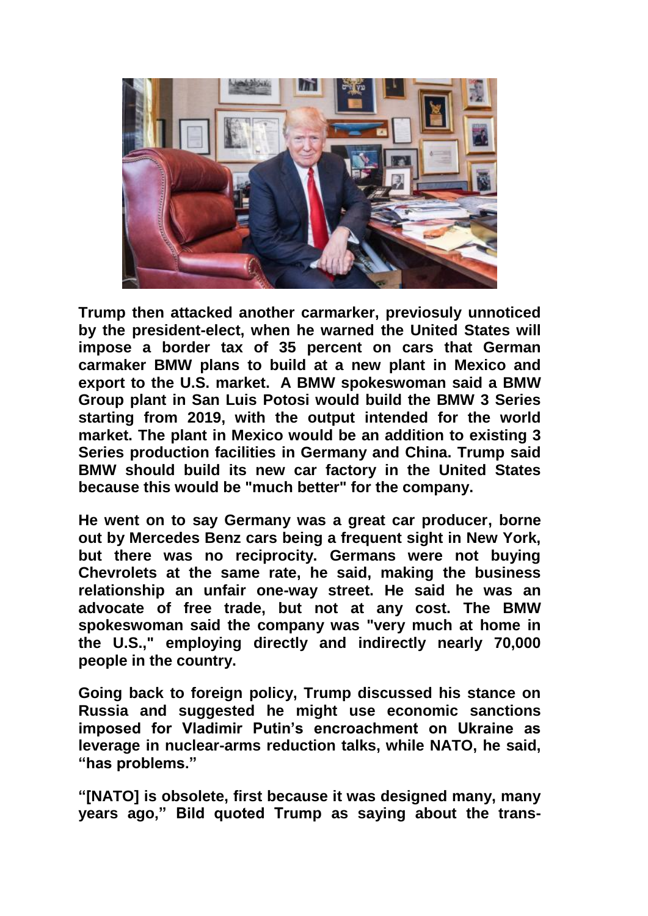**Trump then attacked another carmarker, previosuly unnoticed by the president-elect, when he warned the United States will impose a border tax of 35 percent on cars that German carmaker BMW plans to build at a new plant in Mexico and export to the U.S. market. A BMW spokeswoman said a BMW Group plant in San Luis Potosi would build the BMW 3 Series starting from 2019, with the output intended for the world market. The plant in Mexico would be an addition to existing 3 Series production facilities in Germany and China. Trump said BMW should build its new car factory in the United States because this would be "much better" for the company.**

**He went on to say Germany was a great car producer, borne out by Mercedes Benz cars being a frequent sight in New York, but there was no reciprocity. Germans were not buying Chevrolets at the same rate, he said, making the business relationship an unfair one-way street. He said he was an advocate of free trade, but not at any cost. The BMW spokeswoman said the company was "very much at home in the U.S.," employing directly and indirectly nearly 70,000 people in the country.**

**Going back to foreign policy, Trump discussed his stance on Russia and suggested he might use economic sanctions imposed for Vladimir Putin's encroachment on Ukraine as leverage in nuclear-arms reduction talks, while NATO, he said, "has problems."**

**"[NATO] is obsolete, first because it was designed many, many years ago," Bild quoted Trump as saying about the trans-**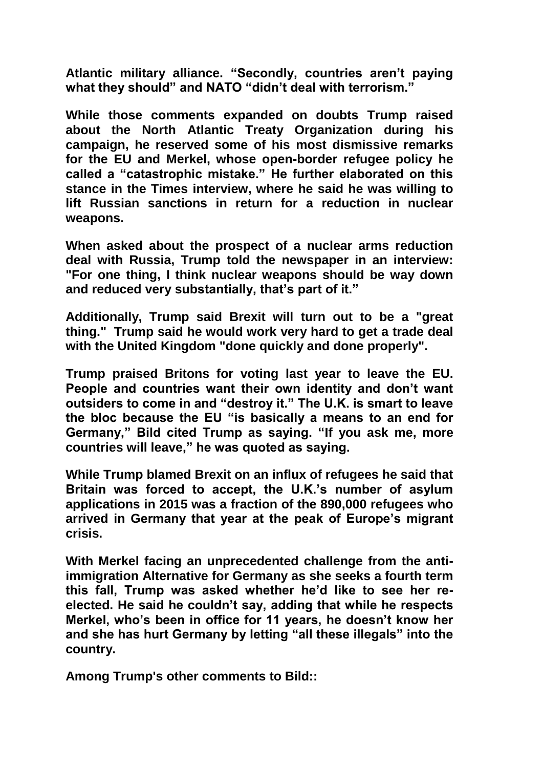**Atlantic military alliance. "Secondly, countries aren't paying what they should" and NATO "didn't deal with terrorism."**

**While those comments expanded on doubts Trump raised about the North Atlantic Treaty Organization during his campaign, he reserved some of his most dismissive remarks for the EU and Merkel, whose open-border refugee policy he called a "catastrophic mistake." He further elaborated on this stance in the Times interview, where he said he was willing to lift Russian sanctions in return for a reduction in nuclear weapons.**

**When asked about the prospect of a nuclear arms reduction deal with Russia, Trump told the newspaper in an interview: "For one thing, I think nuclear weapons should be way down and reduced very substantially, that's part of it."**

**Additionally, Trump said Brexit will turn out to be a "great thing." Trump said he would work very hard to get a trade deal with the United Kingdom "done quickly and done properly".**

**Trump praised Britons for voting last year to leave the EU. People and countries want their own identity and don't want outsiders to come in and "destroy it." The U.K. is smart to leave the bloc because the EU "is basically a means to an end for Germany," Bild cited Trump as saying. "If you ask me, more countries will leave," he was quoted as saying.**

**While Trump blamed Brexit on an influx of refugees he said that Britain was forced to accept, the U.K.'s number of asylum applications in 2015 was a fraction of the 890,000 refugees who arrived in Germany that year at the peak of Europe's migrant crisis.**

**With Merkel facing an unprecedented challenge from the anti-immigration Alternative for Germany as she seeks a fourth term this fall, Trump was asked whether he'd like to see her re-elected. He said he couldn't say, adding that while he respects Merkel, who's been in office for 11 years, he doesn't know her and she has hurt Germany by letting "all these illegals" into the country.**

**Among Trump's other comments to Bild::**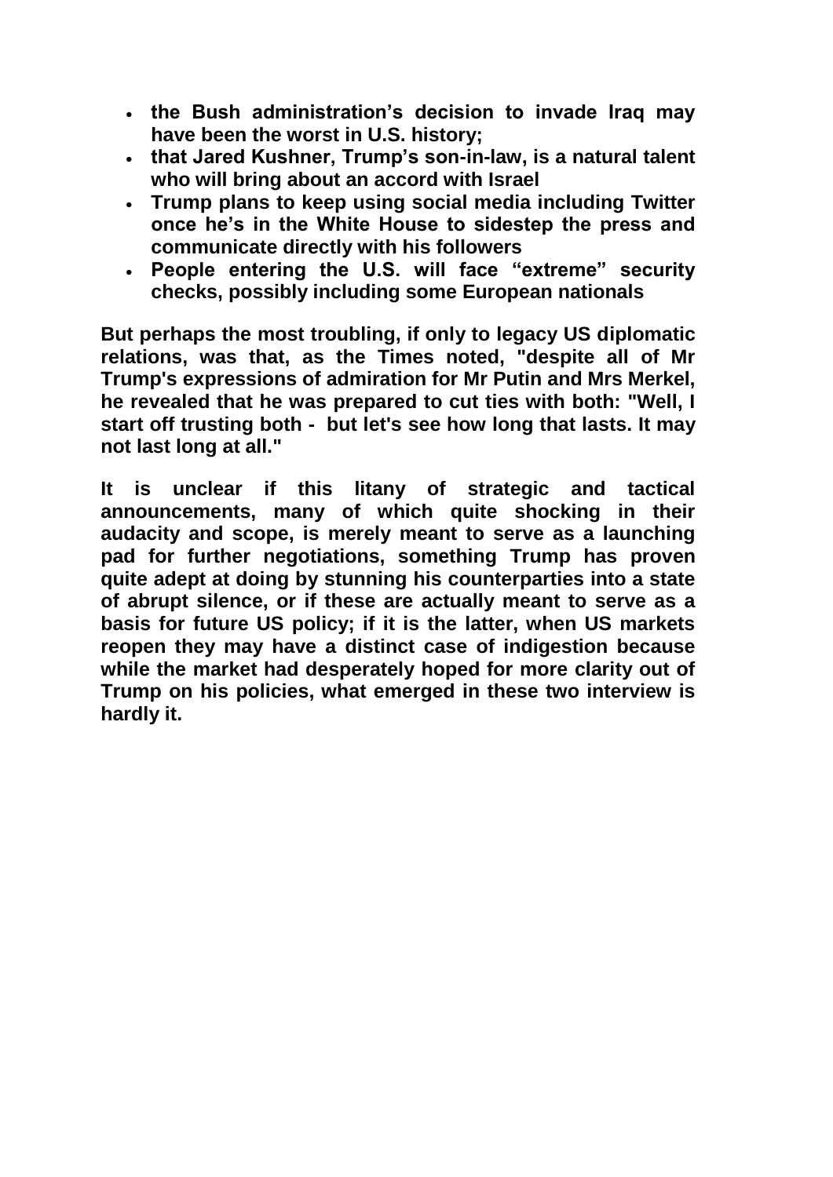- **the Bush administration's decision to invade Iraq may have been the worst in U.S. history;**
- **that Jared Kushner, Trump's son-in-law, is a natural talent who will bring about an accord with Israel**
- **Trump plans to keep using social media including Twitter once he's in the White House to sidestep the press and communicate directly with his followers**
- **People entering the U.S. will face "extreme" security checks, possibly including some European nationals**

**But perhaps the most troubling, if only to legacy US diplomatic relations, was that, as the Times noted, "despite all of Mr Trump's expressions of admiration for Mr Putin and Mrs Merkel, he revealed that he was prepared to cut ties with both: "Well, I start off trusting both - but let's see how long that lasts. It may not last long at all."**

**It is unclear if this litany of strategic and tactical announcements, many of which quite shocking in their audacity and scope, is merely meant to serve as a launching pad for further negotiations, something Trump has proven quite adept at doing by stunning his counterparties into a state of abrupt silence, or if these are actually meant to serve as a basis for future US policy; if it is the latter, when US markets reopen they may have a distinct case of indigestion because while the market had desperately hoped for more clarity out of Trump on his policies, what emerged in these two interview is hardly it.**